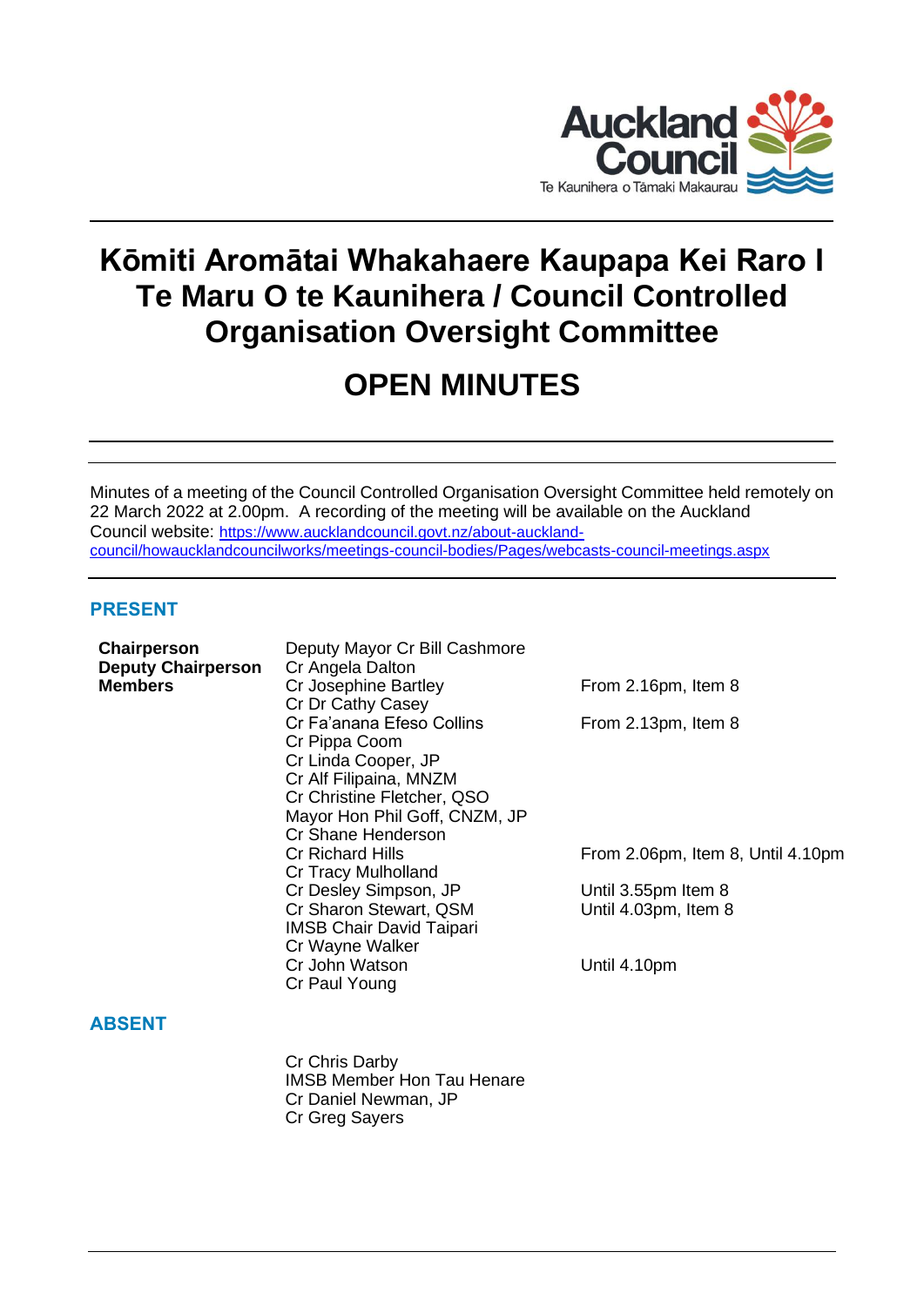Auckland Council
Te Kaunihera o Tāmaki Makaurau

# Kōmiti Aromātai Whakahaere Kaupapa Kei Raro I Te Maru O te Kaunihera / Council Controlled Organisation Oversight Committee

# OPEN MINUTES

Minutes of a meeting of the Council Controlled Organisation Oversight Committee held remotely on 22 March 2022 at 2.00pm. A recording of the meeting will be available on the Auckland Council website: https://www.aucklandcouncil.govt.nz/about-auckland-council/howaucklandcouncilworks/meetings-council-bodies/Pages/webcasts-council-meetings.aspx

## PRESENT

| | | |
|---|---|---|
| **Chairperson** | Deputy Mayor Cr Bill Cashmore | |
| **Deputy Chairperson** | Cr Angela Dalton | |
| **Members** | Cr Josephine Bartley | From 2.16pm, Item 8 |
| | Cr Dr Cathy Casey | |
| | Cr Fa'anana Efeso Collins | From 2.13pm, Item 8 |
| | Cr Pippa Coom | |
| | Cr Linda Cooper, JP | |
| | Cr Alf Filipaina, MNZM | |
| | Cr Christine Fletcher, QSO | |
| | Mayor Hon Phil Goff, CNZM, JP | |
| | Cr Shane Henderson | |
| | Cr Richard Hills | From 2.06pm, Item 8, Until 4.10pm |
| | Cr Tracy Mulholland | |
| | Cr Desley Simpson, JP | Until 3.55pm Item 8 |
| | Cr Sharon Stewart, QSM | Until 4.03pm, Item 8 |
| | IMSB Chair David Taipari | |
| | Cr Wayne Walker | |
| | Cr John Watson | Until 4.10pm |
| | Cr Paul Young | |

## ABSENT

Cr Chris Darby
IMSB Member Hon Tau Henare
Cr Daniel Newman, JP
Cr Greg Sayers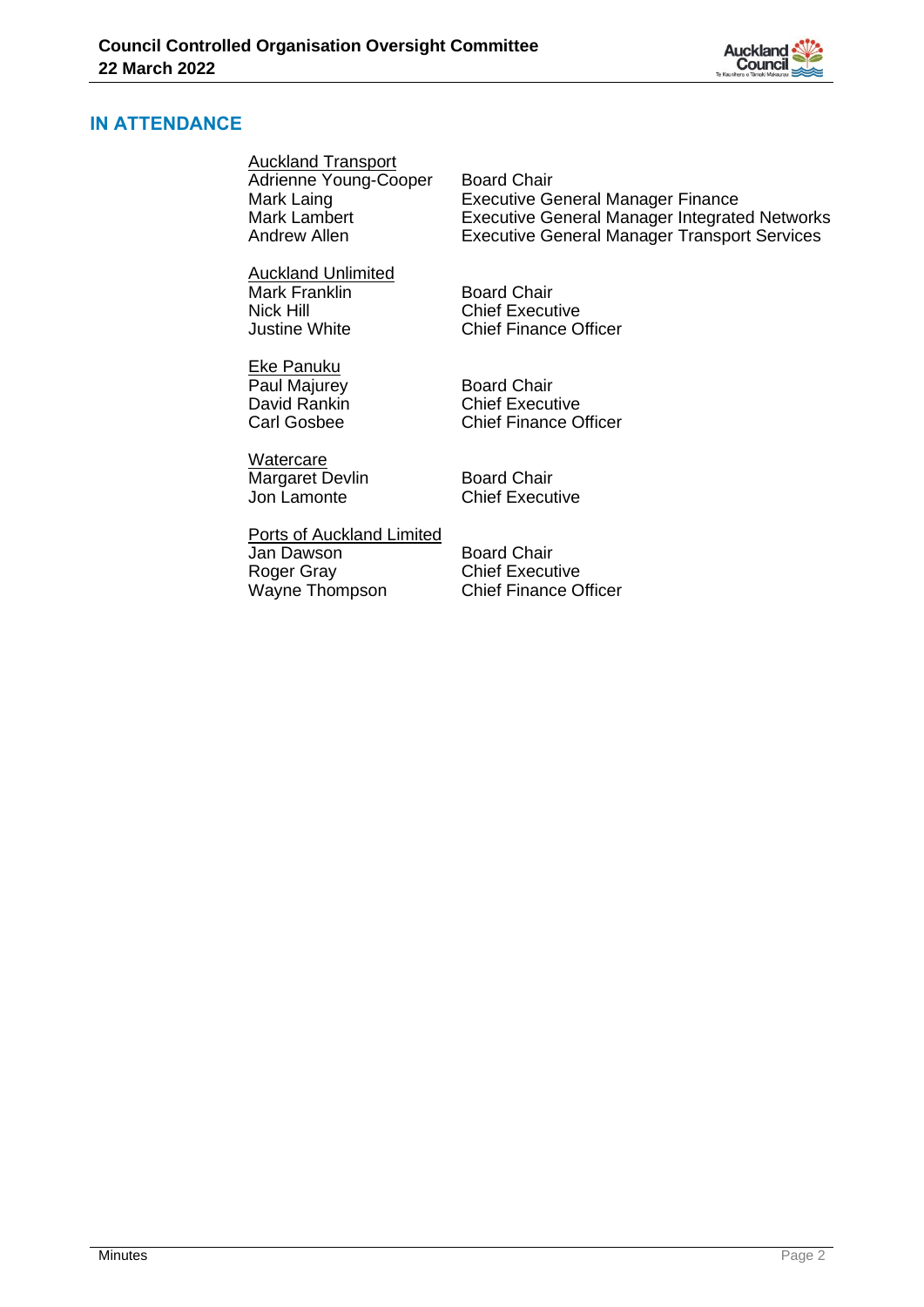## IN ATTENDANCE

**Auckland Transport**

| | |
|---|---|
| Adrienne Young-Cooper | Board Chair |
| Mark Laing | Executive General Manager Finance |
| Mark Lambert | Executive General Manager Integrated Networks |
| Andrew Allen | Executive General Manager Transport Services |

**Auckland Unlimited**

| | |
|---|---|
| Mark Franklin | Board Chair |
| Nick Hill | Chief Executive |
| Justine White | Chief Finance Officer |

**Eke Panuku**

| | |
|---|---|
| Paul Majurey | Board Chair |
| David Rankin | Chief Executive |
| Carl Gosbee | Chief Finance Officer |

**Watercare**

| | |
|---|---|
| Margaret Devlin | Board Chair |
| Jon Lamonte | Chief Executive |

**Ports of Auckland Limited**

| | |
|---|---|
| Jan Dawson | Board Chair |
| Roger Gray | Chief Executive |
| Wayne Thompson | Chief Finance Officer |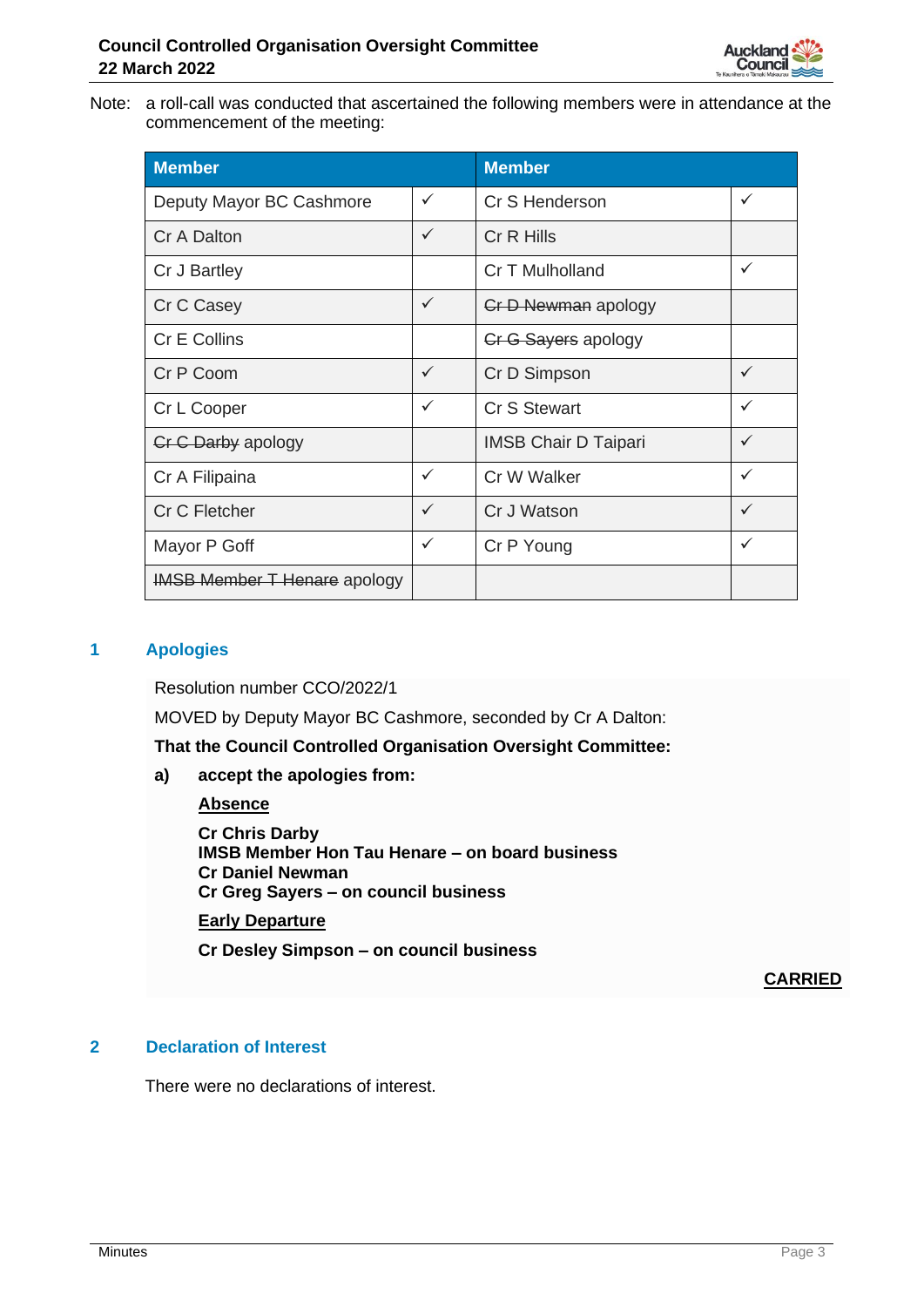Note: a roll-call was conducted that ascertained the following members were in attendance at the commencement of the meeting:

| Member | | Member | |
|---|---|---|---|
| Deputy Mayor BC Cashmore | ✓ | Cr S Henderson | ✓ |
| Cr A Dalton | ✓ | Cr R Hills | |
| Cr J Bartley | | Cr T Mulholland | ✓ |
| Cr C Casey | ✓ | ~~Cr D Newman~~ apology | |
| Cr E Collins | | ~~Cr G Sayers~~ apology | |
| Cr P Coom | ✓ | Cr D Simpson | ✓ |
| Cr L Cooper | ✓ | Cr S Stewart | ✓ |
| ~~Cr C Darby~~ apology | | IMSB Chair D Taipari | ✓ |
| Cr A Filipaina | ✓ | Cr W Walker | ✓ |
| Cr C Fletcher | ✓ | Cr J Watson | ✓ |
| Mayor P Goff | ✓ | Cr P Young | ✓ |
| ~~IMSB Member T Henare~~ apology | | | |

## 1 Apologies

Resolution number CCO/2022/1

MOVED by Deputy Mayor BC Cashmore, seconded by Cr A Dalton:

**That the Council Controlled Organisation Oversight Committee:**

**a) accept the apologies from:**

**Absence**

**Cr Chris Darby**
**IMSB Member Hon Tau Henare – on board business**
**Cr Daniel Newman**
**Cr Greg Sayers – on council business**

**Early Departure**

**Cr Desley Simpson – on council business**

**CARRIED**

## 2 Declaration of Interest

There were no declarations of interest.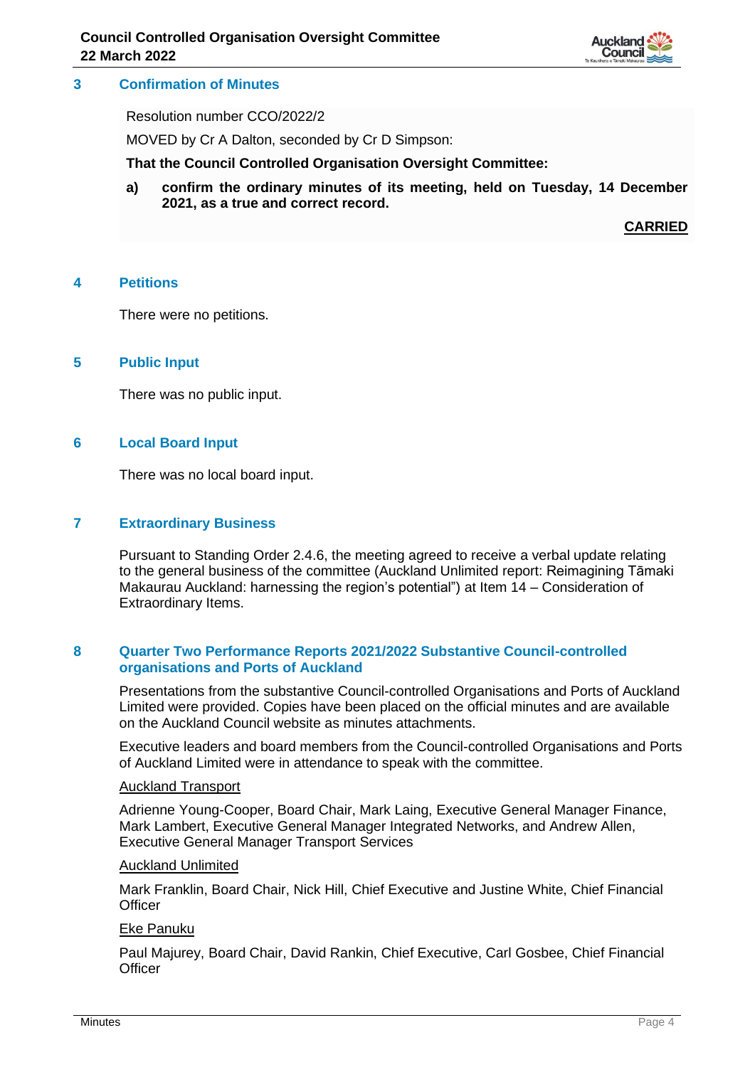## 3 Confirmation of Minutes

Resolution number CCO/2022/2

MOVED by Cr A Dalton, seconded by Cr D Simpson:

**That the Council Controlled Organisation Oversight Committee:**

**a) confirm the ordinary minutes of its meeting, held on Tuesday, 14 December 2021, as a true and correct record.**

**CARRIED**

## 4 Petitions

There were no petitions.

## 5 Public Input

There was no public input.

## 6 Local Board Input

There was no local board input.

## 7 Extraordinary Business

Pursuant to Standing Order 2.4.6, the meeting agreed to receive a verbal update relating to the general business of the committee (Auckland Unlimited report: Reimagining Tāmaki Makaurau Auckland: harnessing the region's potential") at Item 14 – Consideration of Extraordinary Items.

## 8 Quarter Two Performance Reports 2021/2022 Substantive Council-controlled organisations and Ports of Auckland

Presentations from the substantive Council-controlled Organisations and Ports of Auckland Limited were provided. Copies have been placed on the official minutes and are available on the Auckland Council website as minutes attachments.

Executive leaders and board members from the Council-controlled Organisations and Ports of Auckland Limited were in attendance to speak with the committee.

Auckland Transport

Adrienne Young-Cooper, Board Chair, Mark Laing, Executive General Manager Finance, Mark Lambert, Executive General Manager Integrated Networks, and Andrew Allen, Executive General Manager Transport Services

Auckland Unlimited

Mark Franklin, Board Chair, Nick Hill, Chief Executive and Justine White, Chief Financial Officer

Eke Panuku

Paul Majurey, Board Chair, David Rankin, Chief Executive, Carl Gosbee, Chief Financial Officer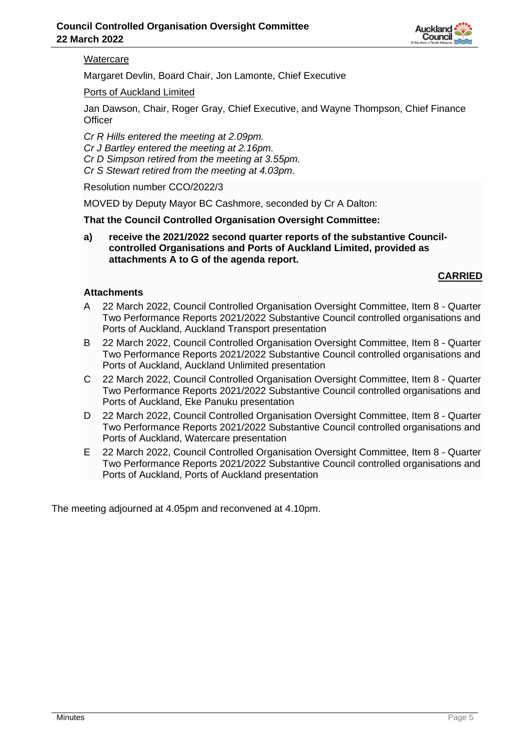Watercare

Margaret Devlin, Board Chair, Jon Lamonte, Chief Executive

Ports of Auckland Limited

Jan Dawson, Chair, Roger Gray, Chief Executive, and Wayne Thompson, Chief Finance Officer

*Cr R Hills entered the meeting at 2.09pm.*
*Cr J Bartley entered the meeting at 2.16pm.*
*Cr D Simpson retired from the meeting at 3.55pm.*
*Cr S Stewart retired from the meeting at 4.03pm.*

Resolution number CCO/2022/3

MOVED by Deputy Mayor BC Cashmore, seconded by Cr A Dalton:

**That the Council Controlled Organisation Oversight Committee:**

**a) receive the 2021/2022 second quarter reports of the substantive Council-controlled Organisations and Ports of Auckland Limited, provided as attachments A to G of the agenda report.**

**CARRIED**

**Attachments**

A 22 March 2022, Council Controlled Organisation Oversight Committee, Item 8 - Quarter Two Performance Reports 2021/2022 Substantive Council controlled organisations and Ports of Auckland, Auckland Transport presentation

B 22 March 2022, Council Controlled Organisation Oversight Committee, Item 8 - Quarter Two Performance Reports 2021/2022 Substantive Council controlled organisations and Ports of Auckland, Auckland Unlimited presentation

C 22 March 2022, Council Controlled Organisation Oversight Committee, Item 8 - Quarter Two Performance Reports 2021/2022 Substantive Council controlled organisations and Ports of Auckland, Eke Panuku presentation

D 22 March 2022, Council Controlled Organisation Oversight Committee, Item 8 - Quarter Two Performance Reports 2021/2022 Substantive Council controlled organisations and Ports of Auckland, Watercare presentation

E 22 March 2022, Council Controlled Organisation Oversight Committee, Item 8 - Quarter Two Performance Reports 2021/2022 Substantive Council controlled organisations and Ports of Auckland, Ports of Auckland presentation

The meeting adjourned at 4.05pm and reconvened at 4.10pm.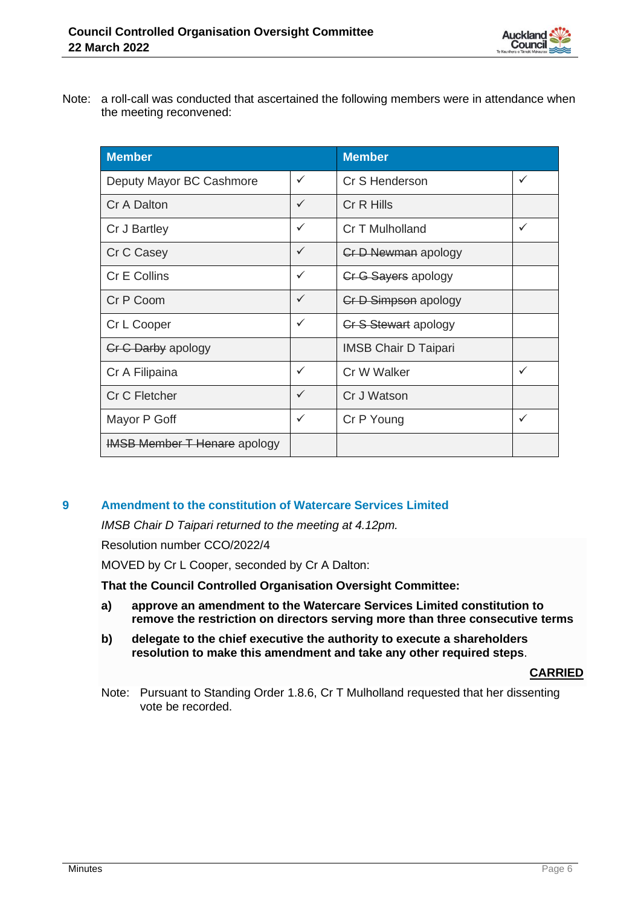Note: a roll-call was conducted that ascertained the following members were in attendance when the meeting reconvened:

| Member | | Member | |
|---|---|---|---|
| Deputy Mayor BC Cashmore | ✓ | Cr S Henderson | ✓ |
| Cr A Dalton | ✓ | Cr R Hills | |
| Cr J Bartley | ✓ | Cr T Mulholland | ✓ |
| Cr C Casey | ✓ | ~~Cr D Newman~~ apology | |
| Cr E Collins | ✓ | ~~Cr G Sayers~~ apology | |
| Cr P Coom | ✓ | ~~Cr D Simpson~~ apology | |
| Cr L Cooper | ✓ | ~~Cr S Stewart~~ apology | |
| ~~Cr C Darby~~ apology | | IMSB Chair D Taipari | |
| Cr A Filipaina | ✓ | Cr W Walker | ✓ |
| Cr C Fletcher | ✓ | Cr J Watson | |
| Mayor P Goff | ✓ | Cr P Young | ✓ |
| ~~IMSB Member T Henare~~ apology | | | |

## 9 Amendment to the constitution of Watercare Services Limited

*IMSB Chair D Taipari returned to the meeting at 4.12pm.*

Resolution number CCO/2022/4

MOVED by Cr L Cooper, seconded by Cr A Dalton:

**That the Council Controlled Organisation Oversight Committee:**

**a) approve an amendment to the Watercare Services Limited constitution to remove the restriction on directors serving more than three consecutive terms**

**b) delegate to the chief executive the authority to execute a shareholders resolution to make this amendment and take any other required steps**.

**CARRIED**

Note: Pursuant to Standing Order 1.8.6, Cr T Mulholland requested that her dissenting vote be recorded.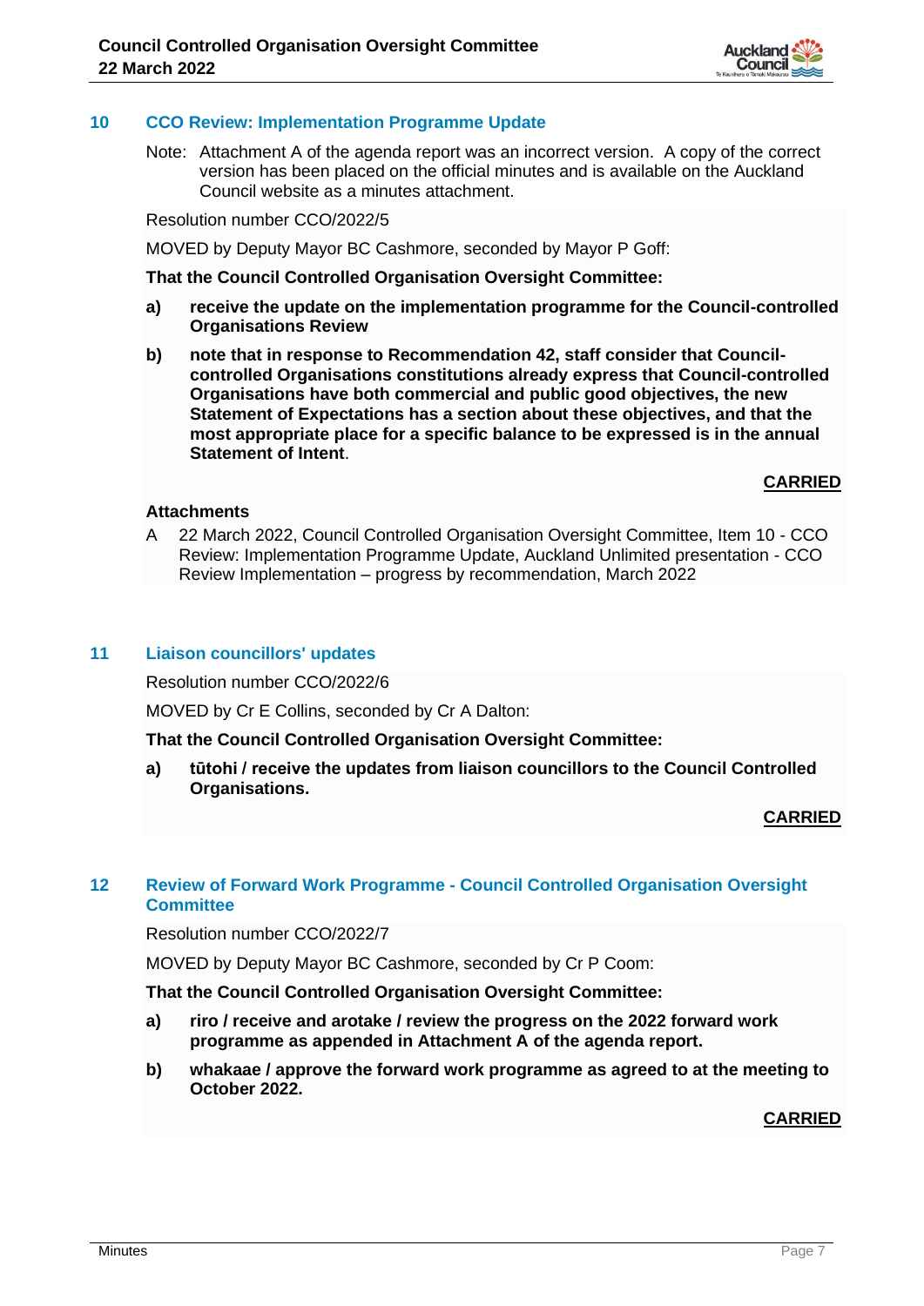## 10 CCO Review: Implementation Programme Update

Note: Attachment A of the agenda report was an incorrect version. A copy of the correct version has been placed on the official minutes and is available on the Auckland Council website as a minutes attachment.

Resolution number CCO/2022/5

MOVED by Deputy Mayor BC Cashmore, seconded by Mayor P Goff:

**That the Council Controlled Organisation Oversight Committee:**

**a) receive the update on the implementation programme for the Council-controlled Organisations Review**

**b) note that in response to Recommendation 42, staff consider that Council-controlled Organisations constitutions already express that Council-controlled Organisations have both commercial and public good objectives, the new Statement of Expectations has a section about these objectives, and that the most appropriate place for a specific balance to be expressed is in the annual Statement of Intent**.

**CARRIED**

**Attachments**

A 22 March 2022, Council Controlled Organisation Oversight Committee, Item 10 - CCO Review: Implementation Programme Update, Auckland Unlimited presentation - CCO Review Implementation – progress by recommendation, March 2022

## 11 Liaison councillors' updates

Resolution number CCO/2022/6

MOVED by Cr E Collins, seconded by Cr A Dalton:

**That the Council Controlled Organisation Oversight Committee:**

**a) tūtohi / receive the updates from liaison councillors to the Council Controlled Organisations.**

**CARRIED**

## 12 Review of Forward Work Programme - Council Controlled Organisation Oversight Committee

Resolution number CCO/2022/7

MOVED by Deputy Mayor BC Cashmore, seconded by Cr P Coom:

**That the Council Controlled Organisation Oversight Committee:**

**a) riro / receive and arotake / review the progress on the 2022 forward work programme as appended in Attachment A of the agenda report.**

**b) whakaae / approve the forward work programme as agreed to at the meeting to October 2022.**

**CARRIED**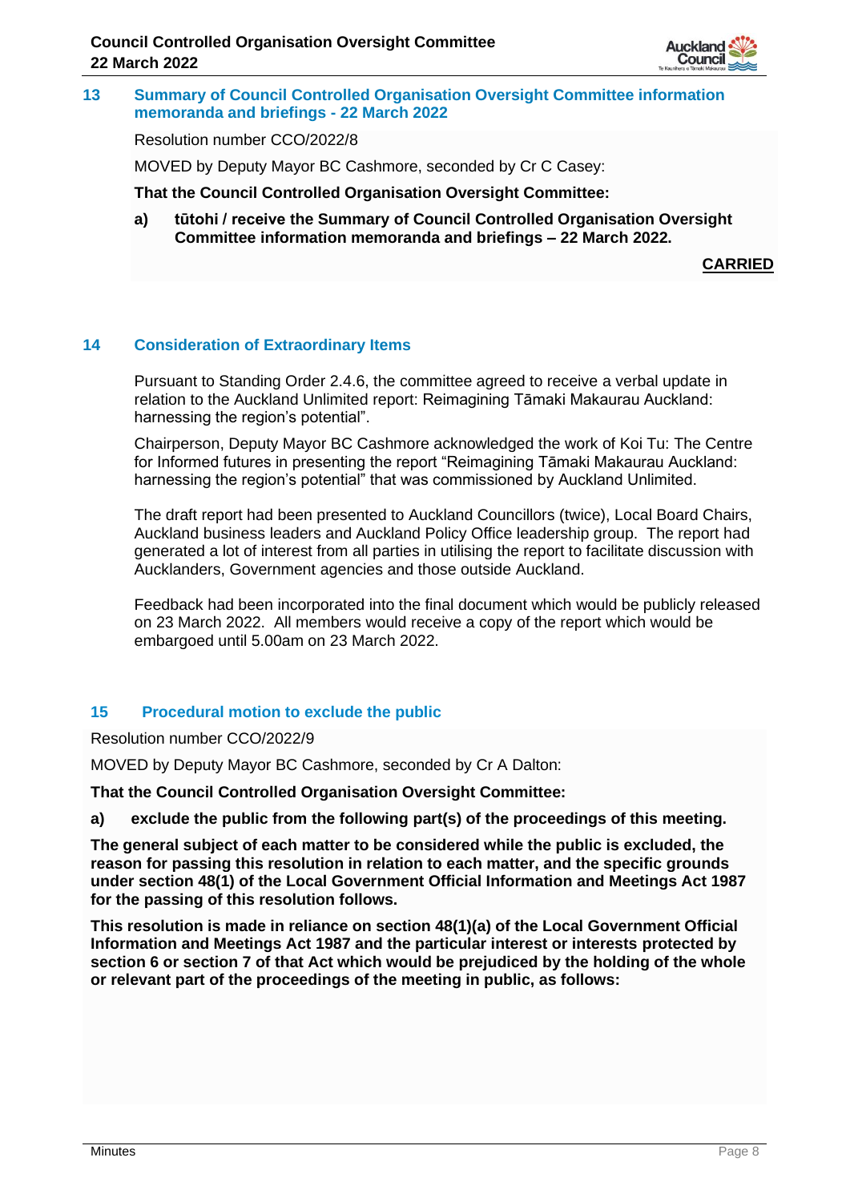## 13 Summary of Council Controlled Organisation Oversight Committee information memoranda and briefings - 22 March 2022

Resolution number CCO/2022/8

MOVED by Deputy Mayor BC Cashmore, seconded by Cr C Casey:

**That the Council Controlled Organisation Oversight Committee:**

**a) tūtohi / receive the Summary of Council Controlled Organisation Oversight Committee information memoranda and briefings – 22 March 2022.**

**CARRIED**

## 14 Consideration of Extraordinary Items

Pursuant to Standing Order 2.4.6, the committee agreed to receive a verbal update in relation to the Auckland Unlimited report: Reimagining Tāmaki Makaurau Auckland: harnessing the region's potential".

Chairperson, Deputy Mayor BC Cashmore acknowledged the work of Koi Tu: The Centre for Informed futures in presenting the report "Reimagining Tāmaki Makaurau Auckland: harnessing the region's potential" that was commissioned by Auckland Unlimited.

The draft report had been presented to Auckland Councillors (twice), Local Board Chairs, Auckland business leaders and Auckland Policy Office leadership group. The report had generated a lot of interest from all parties in utilising the report to facilitate discussion with Aucklanders, Government agencies and those outside Auckland.

Feedback had been incorporated into the final document which would be publicly released on 23 March 2022. All members would receive a copy of the report which would be embargoed until 5.00am on 23 March 2022.

## 15 Procedural motion to exclude the public

Resolution number CCO/2022/9

MOVED by Deputy Mayor BC Cashmore, seconded by Cr A Dalton:

**That the Council Controlled Organisation Oversight Committee:**

**a) exclude the public from the following part(s) of the proceedings of this meeting.**

**The general subject of each matter to be considered while the public is excluded, the reason for passing this resolution in relation to each matter, and the specific grounds under section 48(1) of the Local Government Official Information and Meetings Act 1987 for the passing of this resolution follows.**

**This resolution is made in reliance on section 48(1)(a) of the Local Government Official Information and Meetings Act 1987 and the particular interest or interests protected by section 6 or section 7 of that Act which would be prejudiced by the holding of the whole or relevant part of the proceedings of the meeting in public, as follows:**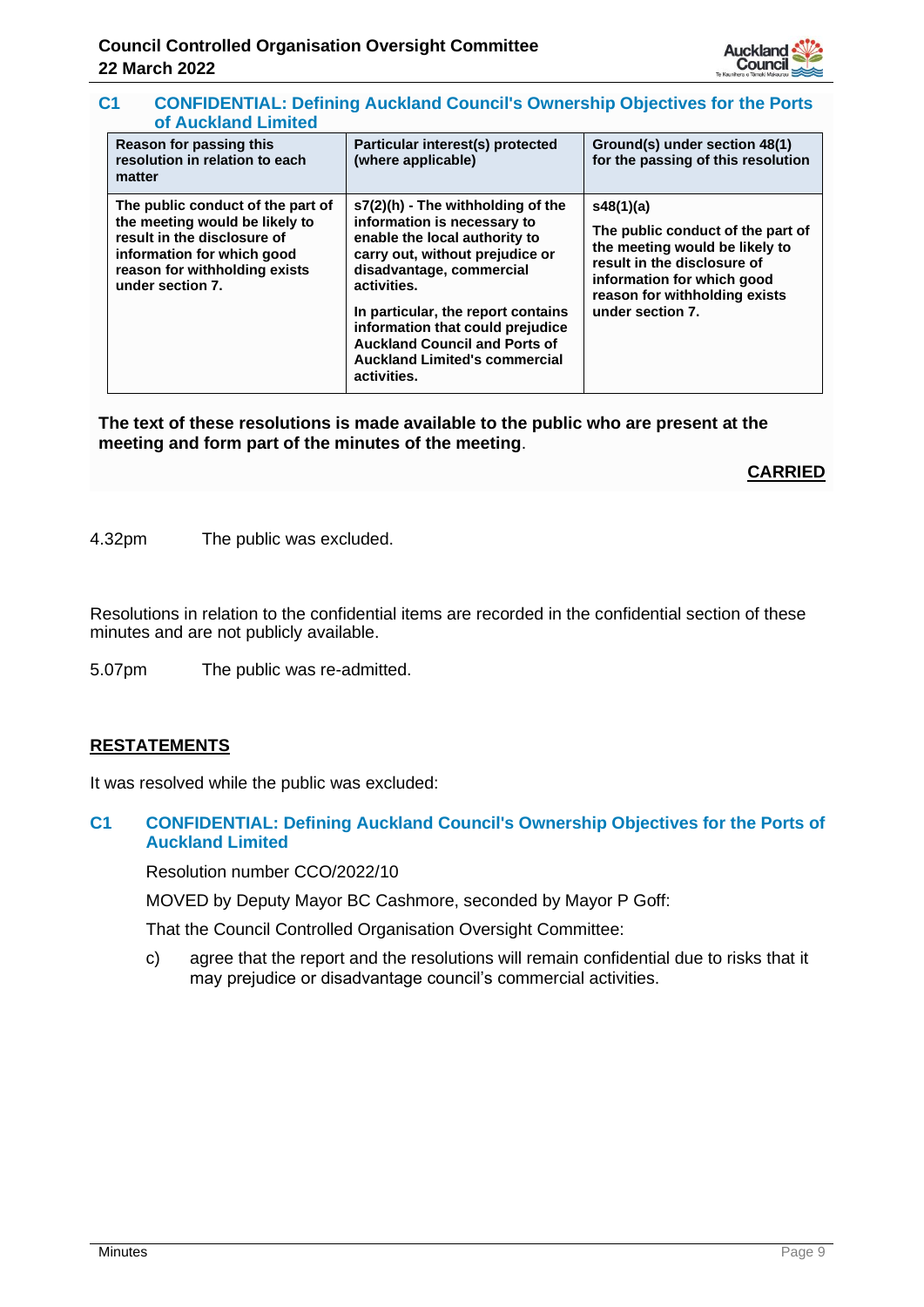### C1 CONFIDENTIAL: Defining Auckland Council's Ownership Objectives for the Ports of Auckland Limited

| Reason for passing this resolution in relation to each matter | Particular interest(s) protected (where applicable) | Ground(s) under section 48(1) for the passing of this resolution |
| --- | --- | --- |
| The public conduct of the part of the meeting would be likely to result in the disclosure of information for which good reason for withholding exists under section 7. | s7(2)(h) - The withholding of the information is necessary to enable the local authority to carry out, without prejudice or disadvantage, commercial activities.<br><br>In particular, the report contains information that could prejudice Auckland Council and Ports of Auckland Limited's commercial activities. | s48(1)(a)<br><br>The public conduct of the part of the meeting would be likely to result in the disclosure of information for which good reason for withholding exists under section 7. |

**The text of these resolutions is made available to the public who are present at the meeting and form part of the minutes of the meeting**.

**CARRIED**

4.32pm The public was excluded.

Resolutions in relation to the confidential items are recorded in the confidential section of these minutes and are not publicly available.

5.07pm The public was re-admitted.

**RESTATEMENTS**

It was resolved while the public was excluded:

### C1 CONFIDENTIAL: Defining Auckland Council's Ownership Objectives for the Ports of Auckland Limited

Resolution number CCO/2022/10

MOVED by Deputy Mayor BC Cashmore, seconded by Mayor P Goff:

That the Council Controlled Organisation Oversight Committee:

c) agree that the report and the resolutions will remain confidential due to risks that it may prejudice or disadvantage council's commercial activities.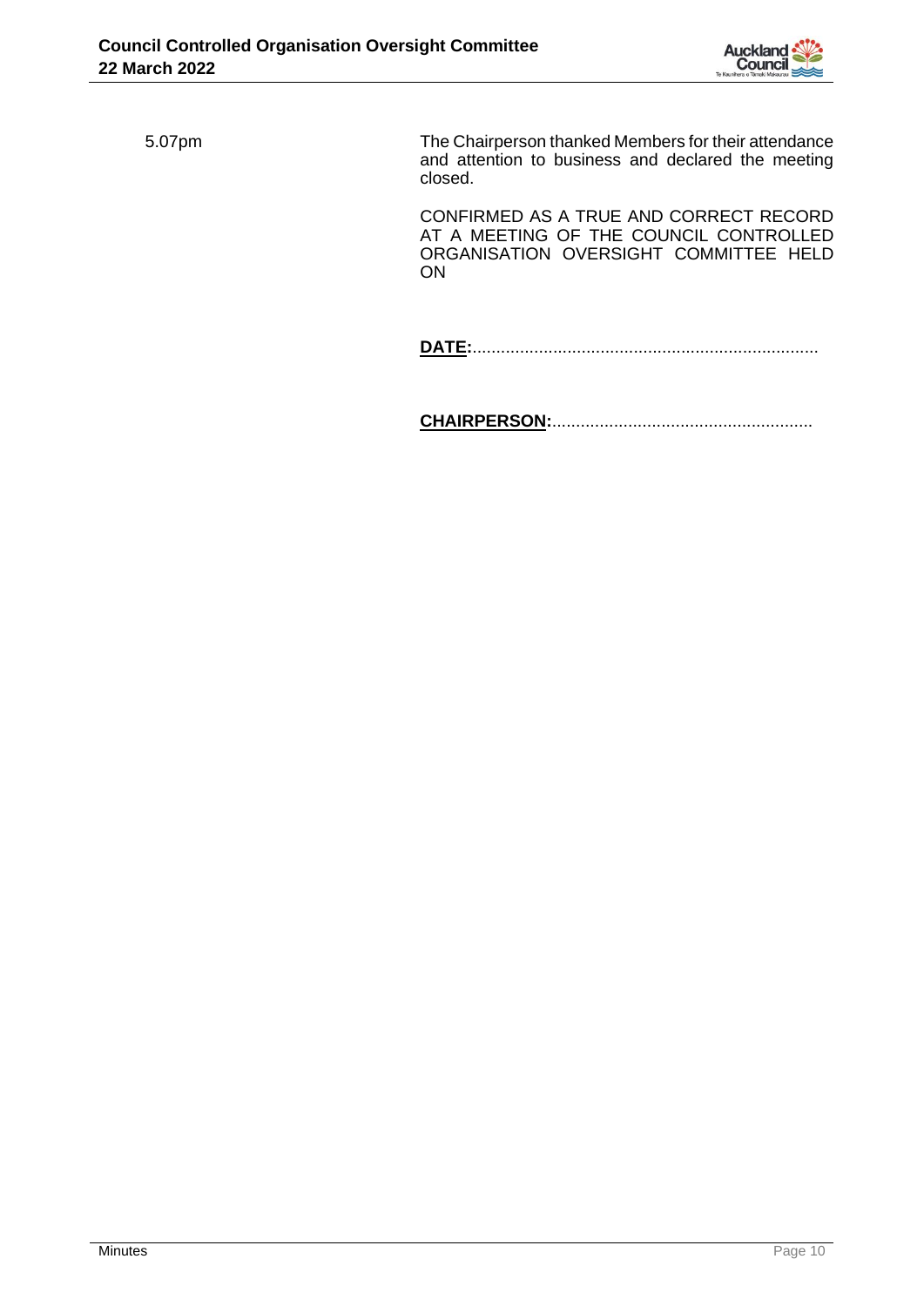5.07pm The Chairperson thanked Members for their attendance and attention to business and declared the meeting closed.

CONFIRMED AS A TRUE AND CORRECT RECORD AT A MEETING OF THE COUNCIL CONTROLLED ORGANISATION OVERSIGHT COMMITTEE HELD ON

**DATE:**.........................................................................

**CHAIRPERSON:**.......................................................